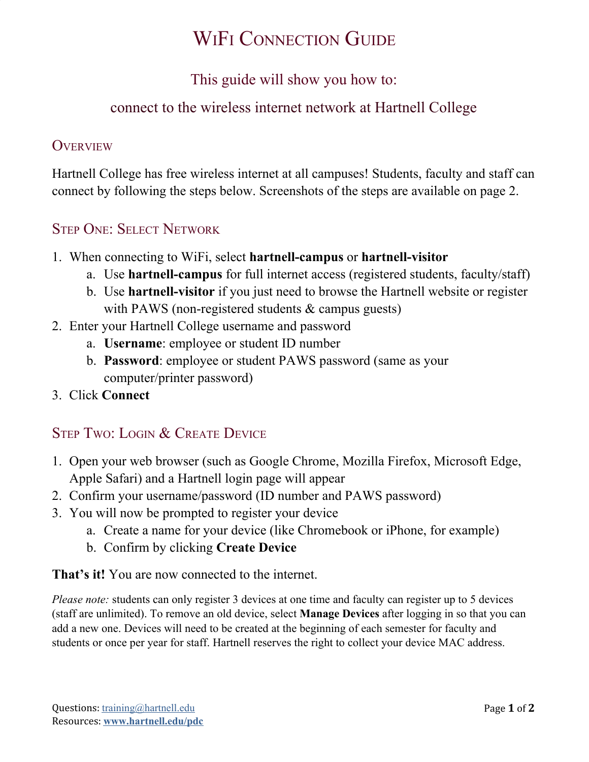# WiFi Connection Guide

## This guide will show you how to:

## connect to the wireless internet network at Hartnell College

### Overview

Hartnell College has free wireless internet at all campuses! Students, faculty and staff can connect by following the steps below. Screenshots of the steps are available on page 2.

### Step One: Select Network

1. When connecting to WiFi, select **hartnell-campus** or **hartnell-visitor**
   a. Use **hartnell-campus** for full internet access (registered students, faculty/staff)
   b. Use **hartnell-visitor** if you just need to browse the Hartnell website or register with PAWS (non-registered students & campus guests)
2. Enter your Hartnell College username and password
   a. **Username**: employee or student ID number
   b. **Password**: employee or student PAWS password (same as your computer/printer password)
3. Click **Connect**

### Step Two: Login & Create Device

1. Open your web browser (such as Google Chrome, Mozilla Firefox, Microsoft Edge, Apple Safari) and a Hartnell login page will appear
2. Confirm your username/password (ID number and PAWS password)
3. You will now be prompted to register your device
   a. Create a name for your device (like Chromebook or iPhone, for example)
   b. Confirm by clicking **Create Device**

**That's it!** You are now connected to the internet.

*Please note:* students can only register 3 devices at one time and faculty can register up to 5 devices (staff are unlimited). To remove an old device, select **Manage Devices** after logging in so that you can add a new one. Devices will need to be created at the beginning of each semester for faculty and students or once per year for staff. Hartnell reserves the right to collect your device MAC address.

Questions: training@hartnell.edu
Resources: **www.hartnell.edu/pdc**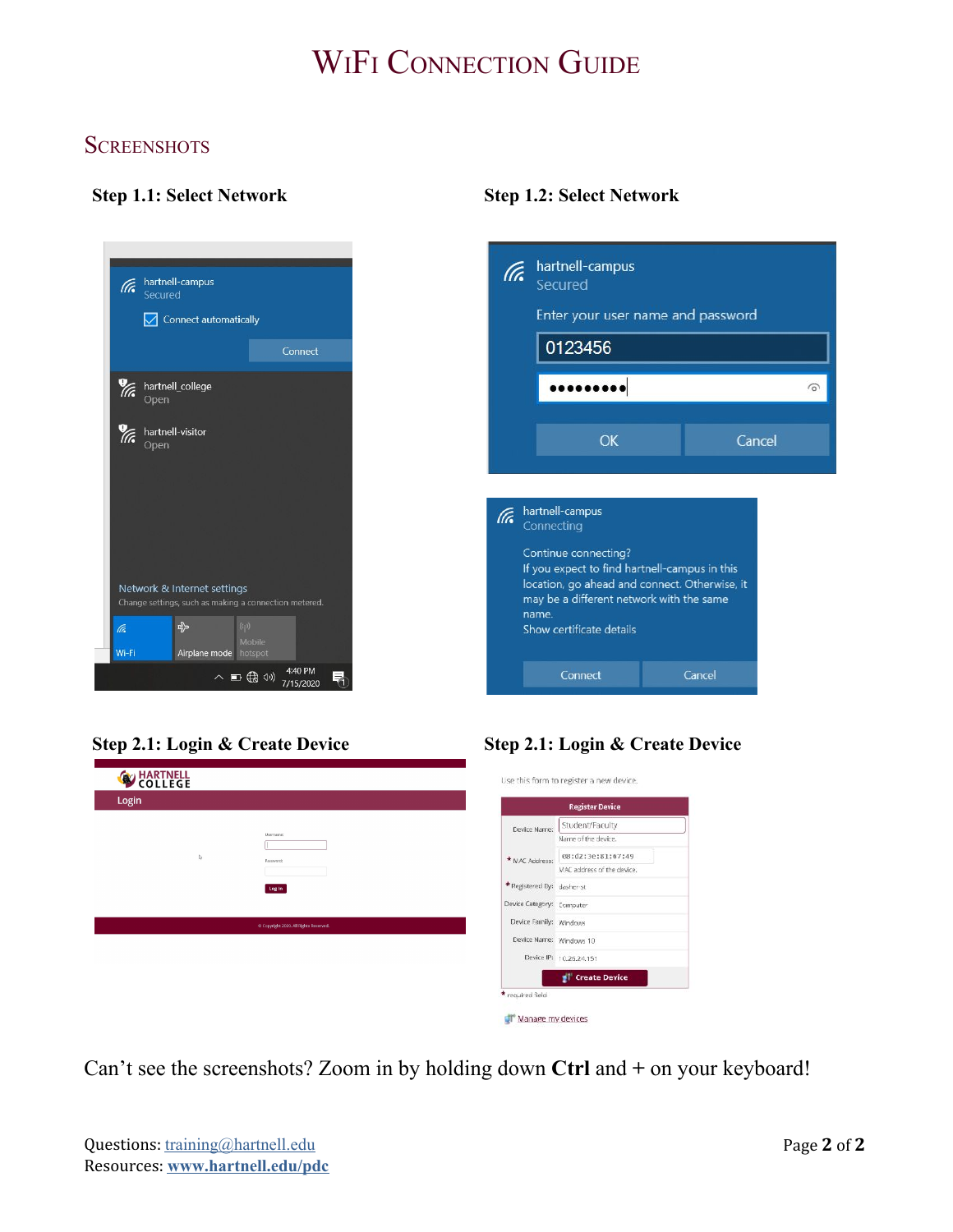# WiFi Connection Guide

## Screenshots

**Step 1.1: Select Network**

**Step 1.2: Select Network**

**Step 2.1: Login & Create Device**

**Step 2.1: Login & Create Device**

Can't see the screenshots? Zoom in by holding down **Ctrl** and + on your keyboard!

Questions: training@hartnell.edu
Resources: **www.hartnell.edu/pdc**